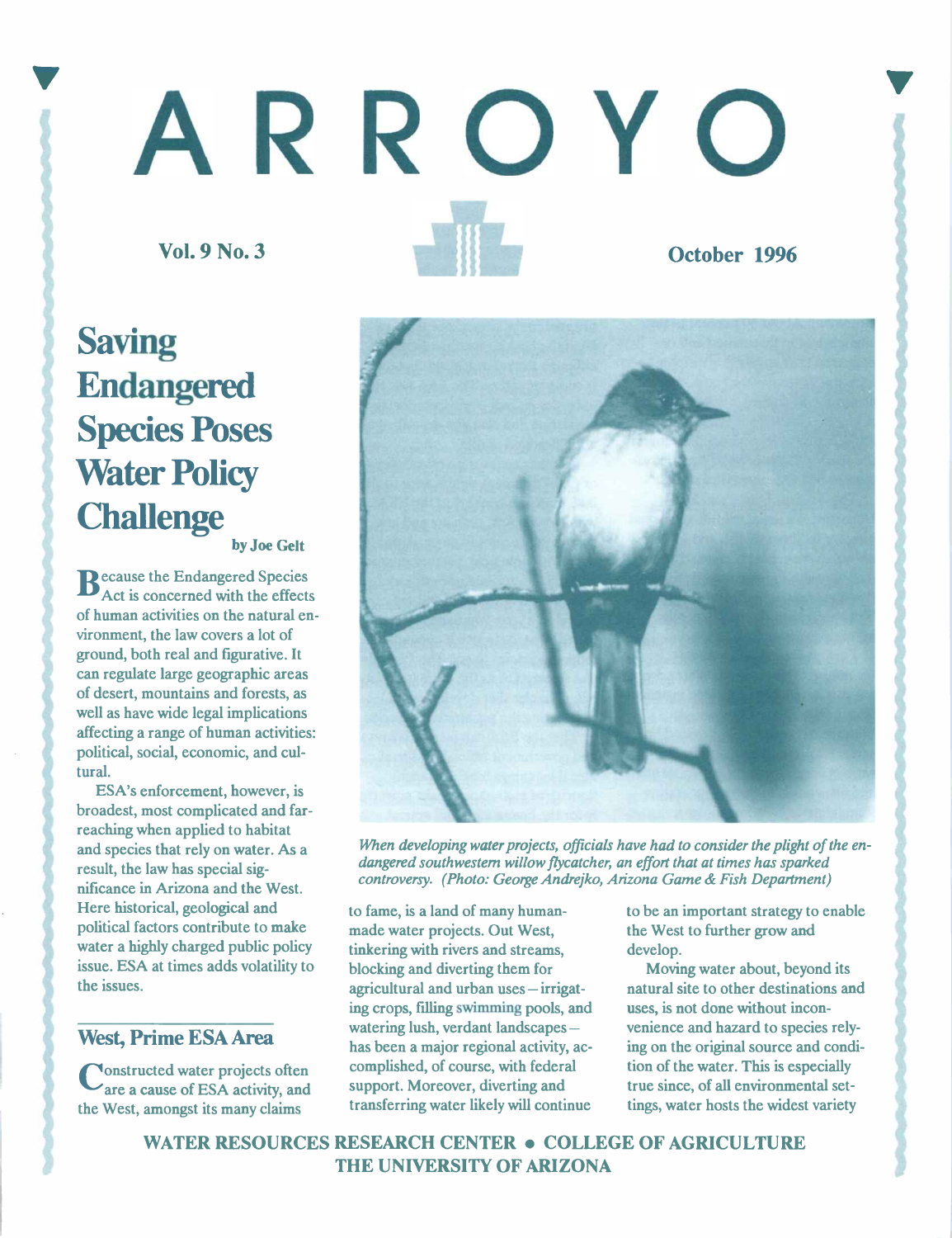# ARROYO

**Vol. 9 No. 3** **October 1996**

# Saving Endangered Species Poses Water Policy Challenge

**by Joe Gelt**

Because the Endangered Species Act is concerned with the effects of human activities on the natural environment, the law covers a lot of ground, both real and figurative. It can regulate large geographic areas of desert, mountains and forests, as well as have wide legal implications affecting a range of human activities: political, social, economic, and cultural.

ESA's enforcement, however, is broadest, most complicated and far-reaching when applied to habitat and species that rely on water. As a result, the law has special significance in Arizona and the West. Here historical, geological and political factors contribute to make water a highly charged public policy issue. ESA at times adds volatility to the issues.

*When developing water projects, officials have had to consider the plight of the endangered southwestern willow flycatcher, an effort that at times has sparked controversy. (Photo: George Andrejko, Arizona Game & Fish Department)*

## West, Prime ESA Area

Constructed water projects often are a cause of ESA activity, and the West, amongst its many claims to fame, is a land of many human-made water projects. Out West, tinkering with rivers and streams, blocking and diverting them for agricultural and urban uses – irrigating crops, filling swimming pools, and watering lush, verdant landscapes – has been a major regional activity, accomplished, of course, with federal support. Moreover, diverting and transferring water likely will continue to be an important strategy to enable the West to further grow and develop.

Moving water about, beyond its natural site to other destinations and uses, is not done without inconvenience and hazard to species relying on the original source and condition of the water. This is especially true since, of all environmental settings, water hosts the widest variety

**WATER RESOURCES RESEARCH CENTER • COLLEGE OF AGRICULTURE**
**THE UNIVERSITY OF ARIZONA**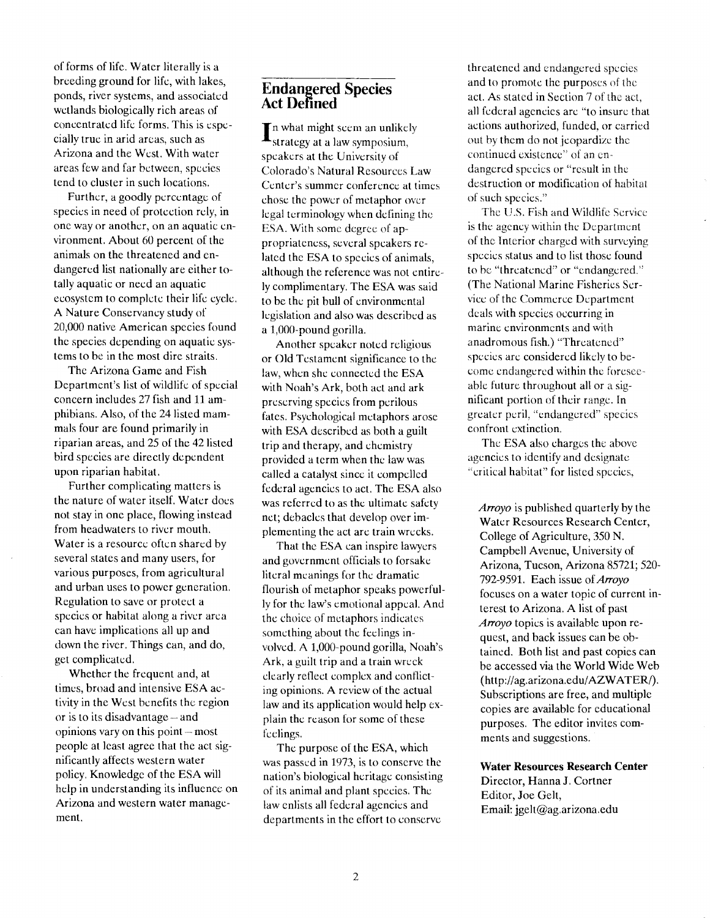of forms of life. Water literally is a breeding ground for life, with lakes, ponds, river systems, and associated wetlands biologically rich areas of concentrated life forms. This is especially true in arid areas, such as Arizona and the West. With water areas few and far between, species tend to cluster in such locations.

Further, a goodly percentage of species in need of protection rely, in one way or another, on an aquatic environment. About 60 percent of the animals on the threatened and endangered list nationally are either totally aquatic or need an aquatic ecosystem to complete their life cycle. A Nature Conservancy study of 20,000 native American species found the species depending on aquatic systems to be in the most dire straits.

The Arizona Game and Fish Department's list of wildlife of special concern includes 27 fish and 11 amphibians. Also, of the 24 listed mammals four are found primarily in riparian areas, and 25 of the 42 listed bird species are directly dependent upon riparian habitat.

Further complicating matters is the nature of water itself. Water does not stay in one place, flowing instead from headwaters to river mouth. Water is a resource often shared by several states and many users, for various purposes, from agricultural and urban uses to power generation. Regulation to save or protect a species or habitat along a river area can have implications all up and down the river. Things can, and do, get complicated.

Whether the frequent and, at times, broad and intensive ESA activity in the West benefits the region or is to its disadvantage – and opinions vary on this point – most people at least agree that the act significantly affects western water policy. Knowledge of the ESA will help in understanding its influence on Arizona and western water management.

## Endangered Species Act Defined

In what might seem an unlikely strategy at a law symposium, speakers at the University of Colorado's Natural Resources Law Center's summer conference at times chose the power of metaphor over legal terminology when defining the ESA. With some degree of appropriateness, several speakers related the ESA to species of animals, although the reference was not entirely complimentary. The ESA was said to be the pit bull of environmental legislation and also was described as a 1,000-pound gorilla.

Another speaker noted religious or Old Testament significance to the law, when she connected the ESA with Noah's Ark, both act and ark preserving species from perilous fates. Psychological metaphors arose with ESA described as both a guilt trip and therapy, and chemistry provided a term when the law was called a catalyst since it compelled federal agencies to act. The ESA also was referred to as the ultimate safety net; debacles that develop over implementing the act are train wrecks.

That the ESA can inspire lawyers and government officials to forsake literal meanings for the dramatic flourish of metaphor speaks powerfully for the law's emotional appeal. And the choice of metaphors indicates something about the feelings involved. A 1,000-pound gorilla, Noah's Ark, a guilt trip and a train wreck clearly reflect complex and conflicting opinions. A review of the actual law and its application would help explain the reason for some of these feelings.

The purpose of the ESA, which was passed in 1973, is to conserve the nation's biological heritage consisting of its animal and plant species. The law enlists all federal agencies and departments in the effort to conserve threatened and endangered species and to promote the purposes of the act. As stated in Section 7 of the act, all federal agencies are "to insure that actions authorized, funded, or carried out by them do not jeopardize the continued existence" of an endangered species or "result in the destruction or modification of habitat of such species."

The U.S. Fish and Wildlife Service is the agency within the Department of the Interior charged with surveying species status and to list those found to be "threatened" or "endangered." (The National Marine Fisheries Service of the Commerce Department deals with species occurring in marine environments and with anadromous fish.) "Threatened" species are considered likely to become endangered within the foreseeable future throughout all or a significant portion of their range. In greater peril, "endangered" species confront extinction.

The ESA also charges the above agencies to identify and designate "critical habitat" for listed species,

*Arroyo* is published quarterly by the Water Resources Research Center, College of Agriculture, 350 N. Campbell Avenue, University of Arizona, Tucson, Arizona 85721; 520-792-9591. Each issue of *Arroyo* focuses on a water topic of current interest to Arizona. A list of past *Arroyo* topics is available upon request, and back issues can be obtained. Both list and past copies can be accessed via the World Wide Web (http://ag.arizona.edu/AZWATER/). Subscriptions are free, and multiple copies are available for educational purposes. The editor invites comments and suggestions.

**Water Resources Research Center**
Director, Hanna J. Cortner
Editor, Joe Gelt,
Email: jgelt@ag.arizona.edu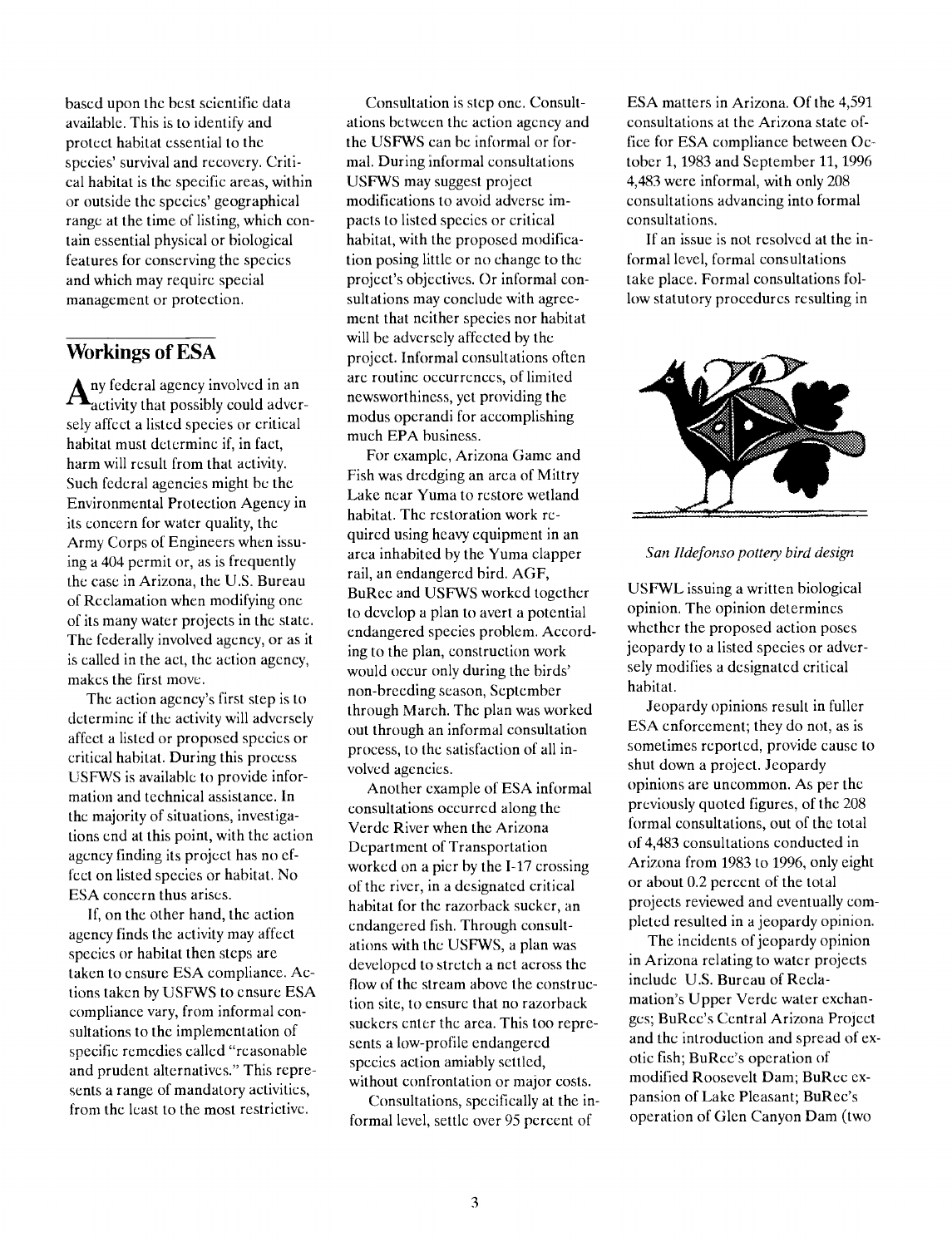based upon the best scientific data available. This is to identify and protect habitat essential to the species' survival and recovery. Critical habitat is the specific areas, within or outside the species' geographical range at the time of listing, which contain essential physical or biological features for conserving the species and which may require special management or protection.

## Workings of ESA

Any federal agency involved in an activity that possibly could adversely affect a listed species or critical habitat must determine if, in fact, harm will result from that activity. Such federal agencies might be the Environmental Protection Agency in its concern for water quality, the Army Corps of Engineers when issuing a 404 permit or, as is frequently the case in Arizona, the U.S. Bureau of Reclamation when modifying one of its many water projects in the state. The federally involved agency, or as it is called in the act, the action agency, makes the first move.

The action agency's first step is to determine if the activity will adversely affect a listed or proposed species or critical habitat. During this process USFWS is available to provide information and technical assistance. In the majority of situations, investigations end at this point, with the action agency finding its project has no effect on listed species or habitat. No ESA concern thus arises.

If, on the other hand, the action agency finds the activity may affect species or habitat then steps are taken to ensure ESA compliance. Actions taken by USFWS to ensure ESA compliance vary, from informal consultations to the implementation of specific remedies called "reasonable and prudent alternatives." This represents a range of mandatory activities, from the least to the most restrictive.

Consultation is step one. Consultations between the action agency and the USFWS can be informal or formal. During informal consultations USFWS may suggest project modifications to avoid adverse impacts to listed species or critical habitat, with the proposed modification posing little or no change to the project's objectives. Or informal consultations may conclude with agreement that neither species nor habitat will be adversely affected by the project. Informal consultations often are routine occurrences, of limited newsworthiness, yet providing the modus operandi for accomplishing much EPA business.

For example, Arizona Game and Fish was dredging an area of Mittry Lake near Yuma to restore wetland habitat. The restoration work required using heavy equipment in an area inhabited by the Yuma clapper rail, an endangered bird. AGF, BuRec and USFWS worked together to develop a plan to avert a potential endangered species problem. According to the plan, construction work would occur only during the birds' non-breeding season, September through March. The plan was worked out through an informal consultation process, to the satisfaction of all involved agencies.

Another example of ESA informal consultations occurred along the Verde River when the Arizona Department of Transportation worked on a pier by the I-17 crossing of the river, in a designated critical habitat for the razorback sucker, an endangered fish. Through consultations with the USFWS, a plan was developed to stretch a net across the flow of the stream above the construction site, to ensure that no razorback suckers enter the area. This too represents a low-profile endangered species action amiably settled, without confrontation or major costs.

Consultations, specifically at the informal level, settle over 95 percent of ESA matters in Arizona. Of the 4,591 consultations at the Arizona state office for ESA compliance between October 1, 1983 and September 11, 1996 4,483 were informal, with only 208 consultations advancing into formal consultations.

If an issue is not resolved at the informal level, formal consultations take place. Formal consultations follow statutory procedures resulting in USFWL issuing a written biological opinion. The opinion determines whether the proposed action poses jeopardy to a listed species or adversely modifies a designated critical habitat.

*San Ildefonso pottery bird design*

Jeopardy opinions result in fuller ESA enforcement; they do not, as is sometimes reported, provide cause to shut down a project. Jeopardy opinions are uncommon. As per the previously quoted figures, of the 208 formal consultations, out of the total of 4,483 consultations conducted in Arizona from 1983 to 1996, only eight or about 0.2 percent of the total projects reviewed and eventually completed resulted in a jeopardy opinion.

The incidents of jeopardy opinion in Arizona relating to water projects include U.S. Bureau of Reclamation's Upper Verde water exchanges; BuRec's Central Arizona Project and the introduction and spread of exotic fish; BuRec's operation of modified Roosevelt Dam; BuRec expansion of Lake Pleasant; BuRec's operation of Glen Canyon Dam (two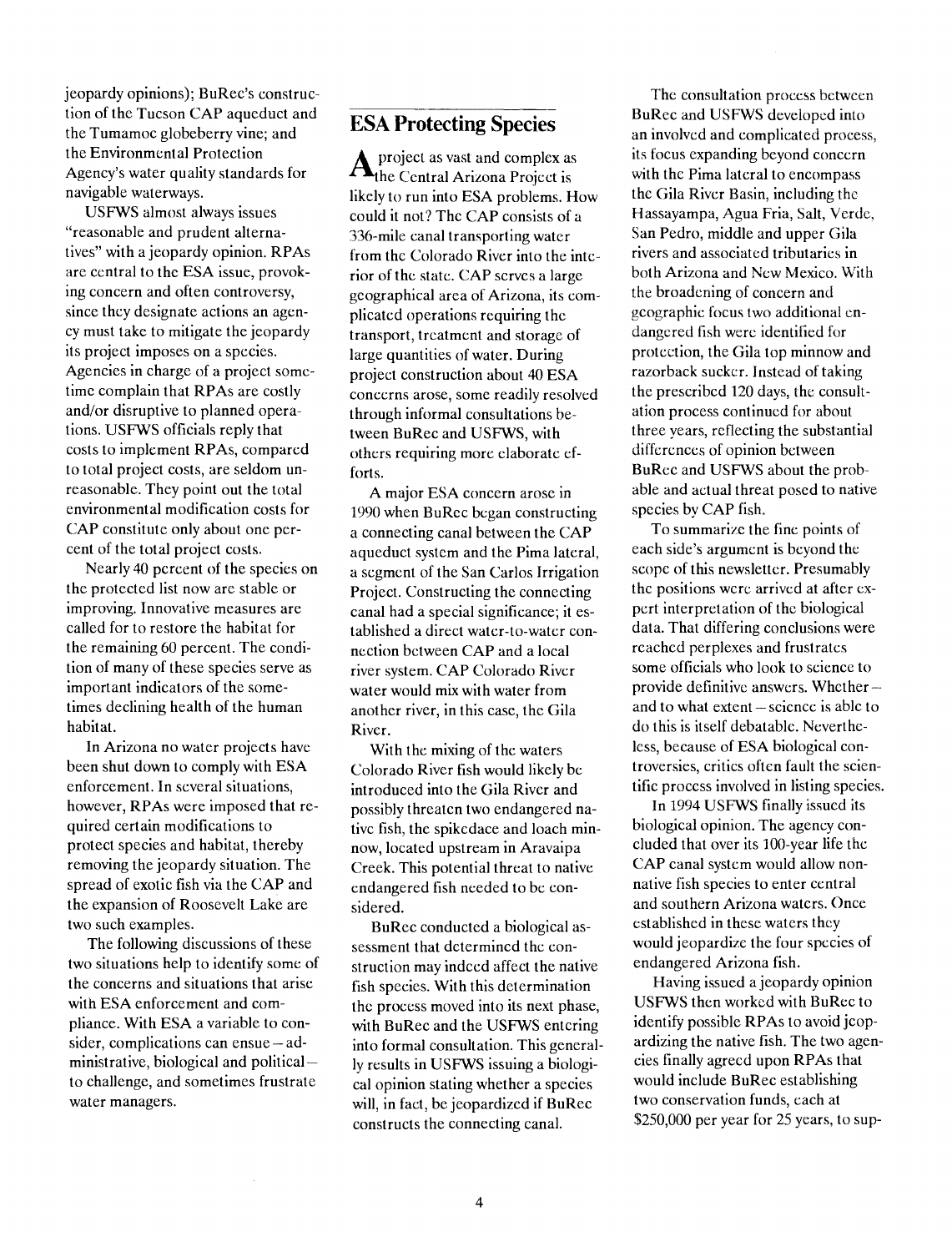jeopardy opinions); BuRec's construction of the Tucson CAP aqueduct and the Tumamoc globeberry vine; and the Environmental Protection Agency's water quality standards for navigable waterways.

USFWS almost always issues "reasonable and prudent alternatives" with a jeopardy opinion. RPAs are central to the ESA issue, provoking concern and often controversy, since they designate actions an agency must take to mitigate the jeopardy its project imposes on a species. Agencies in charge of a project sometime complain that RPAs are costly and/or disruptive to planned operations. USFWS officials reply that costs to implement RPAs, compared to total project costs, are seldom unreasonable. They point out the total environmental modification costs for CAP constitute only about one percent of the total project costs.

Nearly 40 percent of the species on the protected list now are stable or improving. Innovative measures are called for to restore the habitat for the remaining 60 percent. The condition of many of these species serve as important indicators of the sometimes declining health of the human habitat.

In Arizona no water projects have been shut down to comply with ESA enforcement. In several situations, however, RPAs were imposed that required certain modifications to protect species and habitat, thereby removing the jeopardy situation. The spread of exotic fish via the CAP and the expansion of Roosevelt Lake are two such examples.

The following discussions of these two situations help to identify some of the concerns and situations that arise with ESA enforcement and compliance. With ESA a variable to consider, complications can ensue – administrative, biological and political – to challenge, and sometimes frustrate water managers.

## ESA Protecting Species

A project as vast and complex as the Central Arizona Project is likely to run into ESA problems. How could it not? The CAP consists of a 336-mile canal transporting water from the Colorado River into the interior of the state. CAP serves a large geographical area of Arizona, its complicated operations requiring the transport, treatment and storage of large quantities of water. During project construction about 40 ESA concerns arose, some readily resolved through informal consultations between BuRec and USFWS, with others requiring more elaborate efforts.

A major ESA concern arose in 1990 when BuRec began constructing a connecting canal between the CAP aqueduct system and the Pima lateral, a segment of the San Carlos Irrigation Project. Constructing the connecting canal had a special significance; it established a direct water-to-water connection between CAP and a local river system. CAP Colorado River water would mix with water from another river, in this case, the Gila River.

With the mixing of the waters Colorado River fish would likely be introduced into the Gila River and possibly threaten two endangered native fish, the spikedace and loach minnow, located upstream in Aravaipa Creek. This potential threat to native endangered fish needed to be considered.

BuRec conducted a biological assessment that determined the construction may indeed affect the native fish species. With this determination the process moved into its next phase, with BuRec and the USFWS entering into formal consultation. This generally results in USFWS issuing a biological opinion stating whether a species will, in fact, be jeopardized if BuRec constructs the connecting canal.

The consultation process between BuRec and USFWS developed into an involved and complicated process, its focus expanding beyond concern with the Pima lateral to encompass the Gila River Basin, including the Hassayampa, Agua Fria, Salt, Verde, San Pedro, middle and upper Gila rivers and associated tributaries in both Arizona and New Mexico. With the broadening of concern and geographic focus two additional endangered fish were identified for protection, the Gila top minnow and razorback sucker. Instead of taking the prescribed 120 days, the consultation process continued for about three years, reflecting the substantial differences of opinion between BuRec and USFWS about the probable and actual threat posed to native species by CAP fish.

To summarize the fine points of each side's argument is beyond the scope of this newsletter. Presumably the positions were arrived at after expert interpretation of the biological data. That differing conclusions were reached perplexes and frustrates some officials who look to science to provide definitive answers. Whether – and to what extent – science is able to do this is itself debatable. Nevertheless, because of ESA biological controversies, critics often fault the scientific process involved in listing species.

In 1994 USFWS finally issued its biological opinion. The agency concluded that over its 100-year life the CAP canal system would allow nonnative fish species to enter central and southern Arizona waters. Once established in these waters they would jeopardize the four species of endangered Arizona fish.

Having issued a jeopardy opinion USFWS then worked with BuRec to identify possible RPAs to avoid jeopardizing the native fish. The two agencies finally agreed upon RPAs that would include BuRec establishing two conservation funds, each at \$250,000 per year for 25 years, to sup-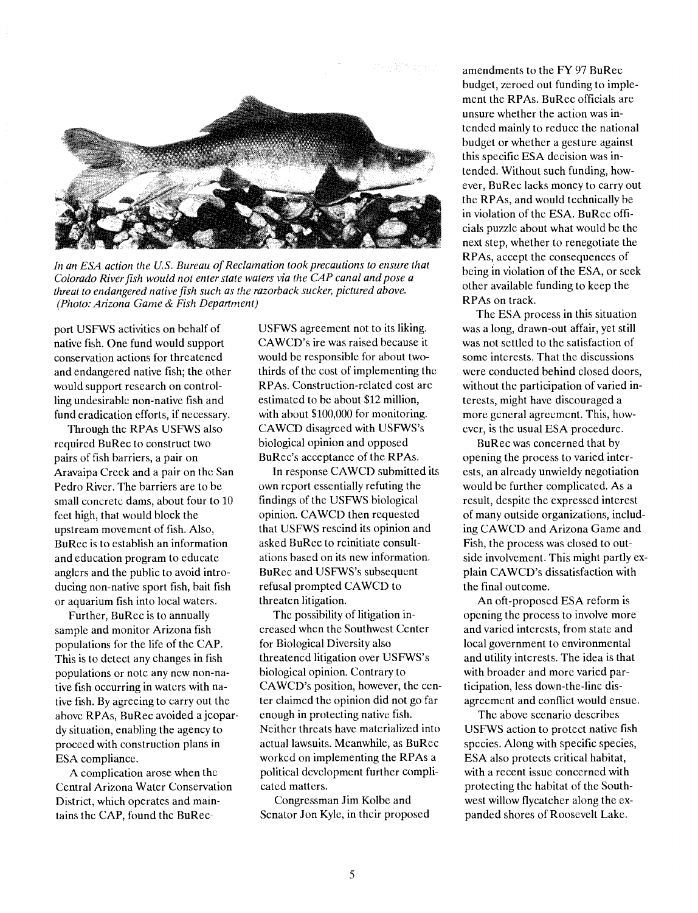*In an ESA action the U.S. Bureau of Reclamation took precautions to ensure that Colorado River fish would not enter state waters via the CAP canal and pose a threat to endangered native fish such as the razorback sucker, pictured above. (Photo: Arizona Game & Fish Department)*

port USFWS activities on behalf of native fish. One fund would support conservation actions for threatened and endangered native fish; the other would support research on controlling undesirable non-native fish and fund eradication efforts, if necessary.

Through the RPAs USFWS also required BuRec to construct two pairs of fish barriers, a pair on Aravaipa Creek and a pair on the San Pedro River. The barriers are to be small concrete dams, about four to 10 feet high, that would block the upstream movement of fish. Also, BuRec is to establish an information and education program to educate anglers and the public to avoid introducing non-native sport fish, bait fish or aquarium fish into local waters.

Further, BuRec is to annually sample and monitor Arizona fish populations for the life of the CAP. This is to detect any changes in fish populations or note any new non-native fish occurring in waters with native fish. By agreeing to carry out the above RPAs, BuRec avoided a jeopardy situation, enabling the agency to proceed with construction plans in ESA compliance.

A complication arose when the Central Arizona Water Conservation District, which operates and maintains the CAP, found the BuRec-USFWS agreement not to its liking. CAWCD's ire was raised because it would be responsible for about two-thirds of the cost of implementing the RPAs. Construction-related cost are estimated to be about $12 million, with about $100,000 for monitoring. CAWCD disagreed with USFWS's biological opinion and opposed BuRec's acceptance of the RPAs.

In response CAWCD submitted its own report essentially refuting the findings of the USFWS biological opinion. CAWCD then requested that USFWS rescind its opinion and asked BuRec to reinitiate consultations based on its new information. BuRec and USFWS's subsequent refusal prompted CAWCD to threaten litigation.

The possibility of litigation increased when the Southwest Center for Biological Diversity also threatened litigation over USFWS's biological opinion. Contrary to CAWCD's position, however, the center claimed the opinion did not go far enough in protecting native fish. Neither threats have materialized into actual lawsuits. Meanwhile, as BuRec worked on implementing the RPAs a political development further complicated matters.

Congressman Jim Kolbe and Senator Jon Kyle, in their proposed amendments to the FY 97 BuRec budget, zeroed out funding to implement the RPAs. BuRec officials are unsure whether the action was intended mainly to reduce the national budget or whether a gesture against this specific ESA decision was intended. Without such funding, however, BuRec lacks money to carry out the RPAs, and would technically be in violation of the ESA. BuRec officials puzzle about what would be the next step, whether to renegotiate the RPAs, accept the consequences of being in violation of the ESA, or seek other available funding to keep the RPAs on track.

The ESA process in this situation was a long, drawn-out affair, yet still was not settled to the satisfaction of some interests. That the discussions were conducted behind closed doors, without the participation of varied interests, might have discouraged a more general agreement. This, however, is the usual ESA procedure.

BuRec was concerned that by opening the process to varied interests, an already unwieldy negotiation would be further complicated. As a result, despite the expressed interest of many outside organizations, including CAWCD and Arizona Game and Fish, the process was closed to outside involvement. This might partly explain CAWCD's dissatisfaction with the final outcome.

An oft-proposed ESA reform is opening the process to involve more and varied interests, from state and local government to environmental and utility interests. The idea is that with broader and more varied participation, less down-the-line disagreement and conflict would ensue.

The above scenario describes USFWS action to protect native fish species. Along with specific species, ESA also protects critical habitat, with a recent issue concerned with protecting the habitat of the Southwest willow flycatcher along the expanded shores of Roosevelt Lake.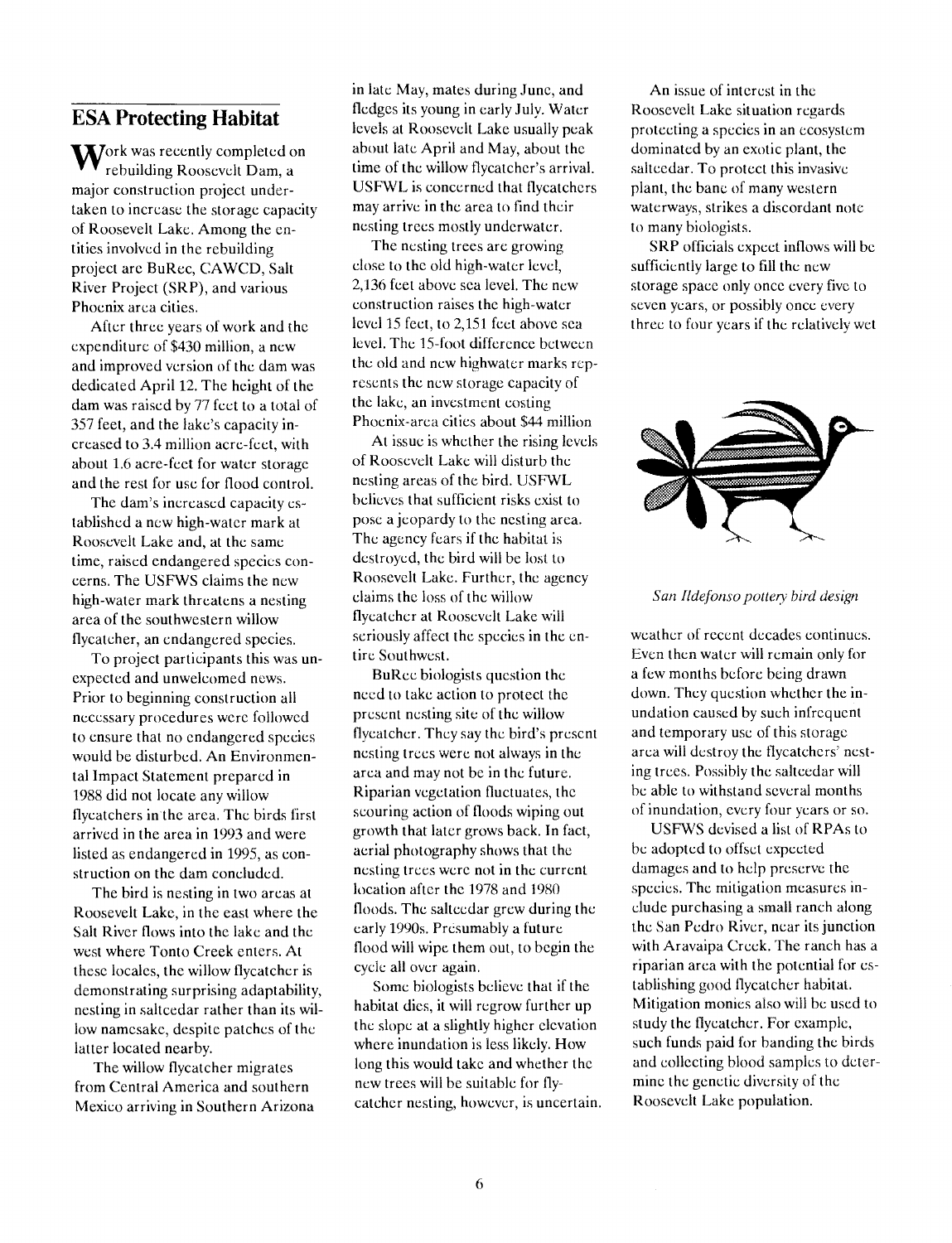## ESA Protecting Habitat

Work was recently completed on rebuilding Roosevelt Dam, a major construction project undertaken to increase the storage capacity of Roosevelt Lake. Among the entities involved in the rebuilding project are BuRec, CAWCD, Salt River Project (SRP), and various Phoenix area cities.

After three years of work and the expenditure of $430 million, a new and improved version of the dam was dedicated April 12. The height of the dam was raised by 77 feet to a total of 357 feet, and the lake's capacity increased to 3.4 million acre-feet, with about 1.6 acre-feet for water storage and the rest for use for flood control.

The dam's increased capacity established a new high-water mark at Roosevelt Lake and, at the same time, raised endangered species concerns. The USFWS claims the new high-water mark threatens a nesting area of the southwestern willow flycatcher, an endangered species.

To project participants this was unexpected and unwelcomed news. Prior to beginning construction all necessary procedures were followed to ensure that no endangered species would be disturbed. An Environmental Impact Statement prepared in 1988 did not locate any willow flycatchers in the area. The birds first arrived in the area in 1993 and were listed as endangered in 1995, as construction on the dam concluded.

The bird is nesting in two areas at Roosevelt Lake, in the east where the Salt River flows into the lake and the west where Tonto Creek enters. At these locales, the willow flycatcher is demonstrating surprising adaptability, nesting in saltcedar rather than its willow namesake, despite patches of the latter located nearby.

The willow flycatcher migrates from Central America and southern Mexico arriving in Southern Arizona in late May, mates during June, and fledges its young in early July. Water levels at Roosevelt Lake usually peak about late April and May, about the time of the willow flycatcher's arrival. USFWL is concerned that flycatchers may arrive in the area to find their nesting trees mostly underwater.

The nesting trees are growing close to the old high-water level, 2,136 feet above sea level. The new construction raises the high-water level 15 feet, to 2,151 feet above sea level. The 15-foot difference between the old and new highwater marks represents the new storage capacity of the lake, an investment costing Phoenix-area cities about $44 million

At issue is whether the rising levels of Roosevelt Lake will disturb the nesting areas of the bird. USFWL believes that sufficient risks exist to pose a jeopardy to the nesting area. The agency fears if the habitat is destroyed, the bird will be lost to Roosevelt Lake. Further, the agency claims the loss of the willow flycatcher at Roosevelt Lake will seriously affect the species in the entire Southwest.

BuRec biologists question the need to take action to protect the present nesting site of the willow flycatcher. They say the bird's present nesting trees were not always in the area and may not be in the future. Riparian vegetation fluctuates, the scouring action of floods wiping out growth that later grows back. In fact, aerial photography shows that the nesting trees were not in the current location after the 1978 and 1980 floods. The saltcedar grew during the early 1990s. Presumably a future flood will wipe them out, to begin the cycle all over again.

Some biologists believe that if the habitat dies, it will regrow further up the slope at a slightly higher elevation where inundation is less likely. How long this would take and whether the new trees will be suitable for flycatcher nesting, however, is uncertain.

An issue of interest in the Roosevelt Lake situation regards protecting a species in an ecosystem dominated by an exotic plant, the saltcedar. To protect this invasive plant, the bane of many western waterways, strikes a discordant note to many biologists.

SRP officials expect inflows will be sufficiently large to fill the new storage space only once every five to seven years, or possibly once every three to four years if the relatively wet weather of recent decades continues. Even then water will remain only for a few months before being drawn down. They question whether the inundation caused by such infrequent and temporary use of this storage area will destroy the flycatchers' nesting trees. Possibly the saltcedar will be able to withstand several months of inundation, every four years or so.

*San Ildefonso pottery bird design*

USFWS devised a list of RPAs to be adopted to offset expected damages and to help preserve the species. The mitigation measures include purchasing a small ranch along the San Pedro River, near its junction with Aravaipa Creek. The ranch has a riparian area with the potential for establishing good flycatcher habitat. Mitigation monies also will be used to study the flycatcher. For example, such funds paid for banding the birds and collecting blood samples to determine the genetic diversity of the Roosevelt Lake population.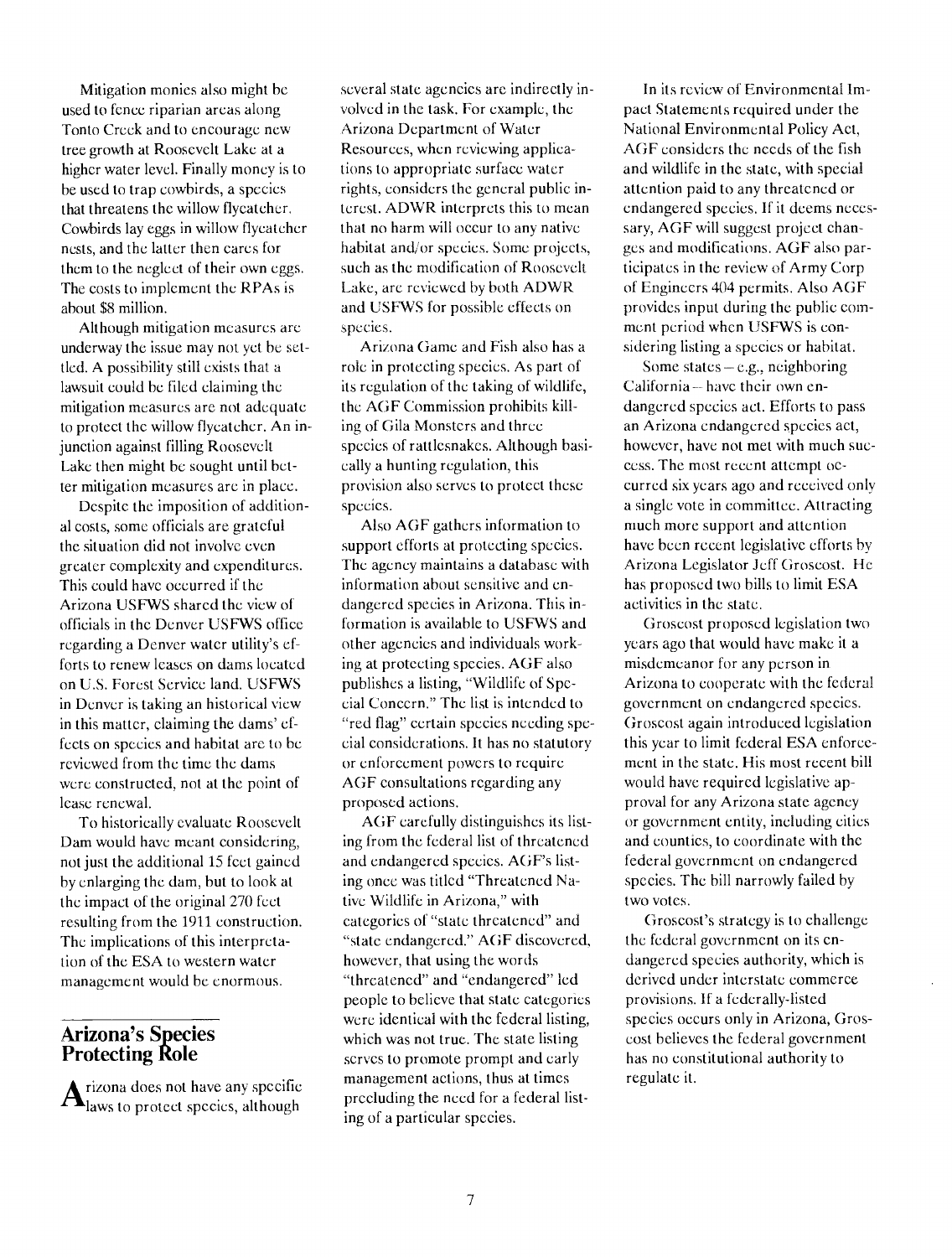Mitigation monies also might be used to fence riparian areas along Tonto Creek and to encourage new tree growth at Roosevelt Lake at a higher water level. Finally money is to be used to trap cowbirds, a species that threatens the willow flycatcher. Cowbirds lay eggs in willow flycatcher nests, and the latter then cares for them to the neglect of their own eggs. The costs to implement the RPAs is about $8 million.

Although mitigation measures are underway the issue may not yet be settled. A possibility still exists that a lawsuit could be filed claiming the mitigation measures are not adequate to protect the willow flycatcher. An injunction against filling Roosevelt Lake then might be sought until better mitigation measures are in place.

Despite the imposition of additional costs, some officials are grateful the situation did not involve even greater complexity and expenditures. This could have occurred if the Arizona USFWS shared the view of officials in the Denver USFWS office regarding a Denver water utility's efforts to renew leases on dams located on U.S. Forest Service land. USFWS in Denver is taking an historical view in this matter, claiming the dams' effects on species and habitat are to be reviewed from the time the dams were constructed, not at the point of lease renewal.

To historically evaluate Roosevelt Dam would have meant considering, not just the additional 15 feet gained by enlarging the dam, but to look at the impact of the original 270 feet resulting from the 1911 construction. The implications of this interpretation of the ESA to western water management would be enormous.

## Arizona's Species Protecting Role

Arizona does not have any specific laws to protect species, although several state agencies are indirectly involved in the task. For example, the Arizona Department of Water Resources, when reviewing applications to appropriate surface water rights, considers the general public interest. ADWR interprets this to mean that no harm will occur to any native habitat and/or species. Some projects, such as the modification of Roosevelt Lake, are reviewed by both ADWR and USFWS for possible effects on species.

Arizona Game and Fish also has a role in protecting species. As part of its regulation of the taking of wildlife, the AGF Commission prohibits killing of Gila Monsters and three species of rattlesnakes. Although basically a hunting regulation, this provision also serves to protect these species.

Also AGF gathers information to support efforts at protecting species. The agency maintains a database with information about sensitive and endangered species in Arizona. This information is available to USFWS and other agencies and individuals working at protecting species. AGF also publishes a listing, "Wildlife of Special Concern." The list is intended to "red flag" certain species needing special considerations. It has no statutory or enforcement powers to require AGF consultations regarding any proposed actions.

AGF carefully distinguishes its listing from the federal list of threatened and endangered species. AGF's listing once was titled "Threatened Native Wildlife in Arizona," with categories of "state threatened" and "state endangered." AGF discovered, however, that using the words "threatened" and "endangered" led people to believe that state categories were identical with the federal listing, which was not true. The state listing serves to promote prompt and early management actions, thus at times precluding the need for a federal listing of a particular species.

In its review of Environmental Impact Statements required under the National Environmental Policy Act, AGF considers the needs of the fish and wildlife in the state, with special attention paid to any threatened or endangered species. If it deems necessary, AGF will suggest project changes and modifications. AGF also participates in the review of Army Corp of Engineers 404 permits. Also AGF provides input during the public comment period when USFWS is considering listing a species or habitat.

Some states – e.g., neighboring California – have their own endangered species act. Efforts to pass an Arizona endangered species act, however, have not met with much success. The most recent attempt occurred six years ago and received only a single vote in committee. Attracting much more support and attention have been recent legislative efforts by Arizona Legislator Jeff Groscost. He has proposed two bills to limit ESA activities in the state.

Groscost proposed legislation two years ago that would have make it a misdemeanor for any person in Arizona to cooperate with the federal government on endangered species. Groscost again introduced legislation this year to limit federal ESA enforcement in the state. His most recent bill would have required legislative approval for any Arizona state agency or government entity, including cities and counties, to coordinate with the federal government on endangered species. The bill narrowly failed by two votes.

Groscost's strategy is to challenge the federal government on its endangered species authority, which is derived under interstate commerce provisions. If a federally-listed species occurs only in Arizona, Groscost believes the federal government has no constitutional authority to regulate it.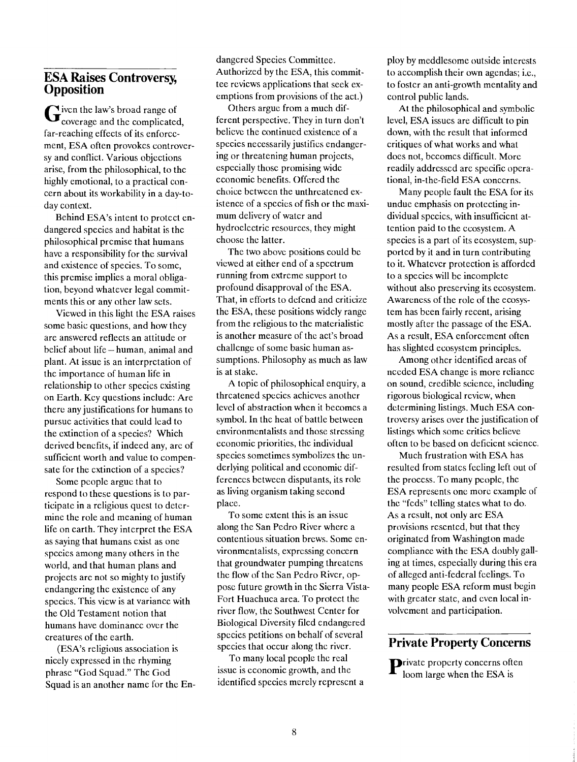## ESA Raises Controversy, Opposition

Given the law's broad range of coverage and the complicated, far-reaching effects of its enforcement, ESA often provokes controversy and conflict. Various objections arise, from the philosophical, to the highly emotional, to a practical concern about its workability in a day-to-day context.

Behind ESA's intent to protect endangered species and habitat is the philosophical premise that humans have a responsibility for the survival and existence of species. To some, this premise implies a moral obligation, beyond whatever legal commitments this or any other law sets.

Viewed in this light the ESA raises some basic questions, and how they are answered reflects an attitude or belief about life – human, animal and plant. At issue is an interpretation of the importance of human life in relationship to other species existing on Earth. Key questions include: Are there any justifications for humans to pursue activities that could lead to the extinction of a species? Which derived benefits, if indeed any, are of sufficient worth and value to compensate for the extinction of a species?

Some people argue that to respond to these questions is to participate in a religious quest to determine the role and meaning of human life on earth. They interpret the ESA as saying that humans exist as one species among many others in the world, and that human plans and projects are not so mighty to justify endangering the existence of any species. This view is at variance with the Old Testament notion that humans have dominance over the creatures of the earth.

(ESA's religious association is nicely expressed in the rhyming phrase "God Squad." The God Squad is an another name for the Endangered Species Committee. Authorized by the ESA, this committee reviews applications that seek exemptions from provisions of the act.)

Others argue from a much different perspective. They in turn don't believe the continued existence of a species necessarily justifies endangering or threatening human projects, especially those promising wide economic benefits. Offered the choice between the unthreatened existence of a species of fish or the maximum delivery of water and hydroelectric resources, they might choose the latter.

The two above positions could be viewed at either end of a spectrum running from extreme support to profound disapproval of the ESA. That, in efforts to defend and criticize the ESA, these positions widely range from the religious to the materialistic is another measure of the act's broad challenge of some basic human assumptions. Philosophy as much as law is at stake.

A topic of philosophical enquiry, a threatened species achieves another level of abstraction when it becomes a symbol. In the heat of battle between environmentalists and those stressing economic priorities, the individual species sometimes symbolizes the underlying political and economic differences between disputants, its role as living organism taking second place.

To some extent this is an issue along the San Pedro River where a contentious situation brews. Some environmentalists, expressing concern that groundwater pumping threatens the flow of the San Pedro River, oppose future growth in the Sierra Vista-Fort Huachuca area. To protect the river flow, the Southwest Center for Biological Diversity filed endangered species petitions on behalf of several species that occur along the river.

To many local people the real issue is economic growth, and the identified species merely represent a ploy by meddlesome outside interests to accomplish their own agendas; i.e., to foster an anti-growth mentality and control public lands.

At the philosophical and symbolic level, ESA issues are difficult to pin down, with the result that informed critiques of what works and what does not, becomes difficult. More readily addressed are specific operational, in-the-field ESA concerns.

Many people fault the ESA for its undue emphasis on protecting individual species, with insufficient attention paid to the ecosystem. A species is a part of its ecosystem, supported by it and in turn contributing to it. Whatever protection is afforded to a species will be incomplete without also preserving its ecosystem. Awareness of the role of the ecosystem has been fairly recent, arising mostly after the passage of the ESA. As a result, ESA enforcement often has slighted ecosystem principles.

Among other identified areas of needed ESA change is more reliance on sound, credible science, including rigorous biological review, when determining listings. Much ESA controversy arises over the justification of listings which some critics believe often to be based on deficient science.

Much frustration with ESA has resulted from states feeling left out of the process. To many people, the ESA represents one more example of the "feds" telling states what to do. As a result, not only are ESA provisions resented, but that they originated from Washington made compliance with the ESA doubly galling at times, especially during this era of alleged anti-federal feelings. To many people ESA reform must begin with greater state, and even local involvement and participation.

## Private Property Concerns

Private property concerns often loom large when the ESA is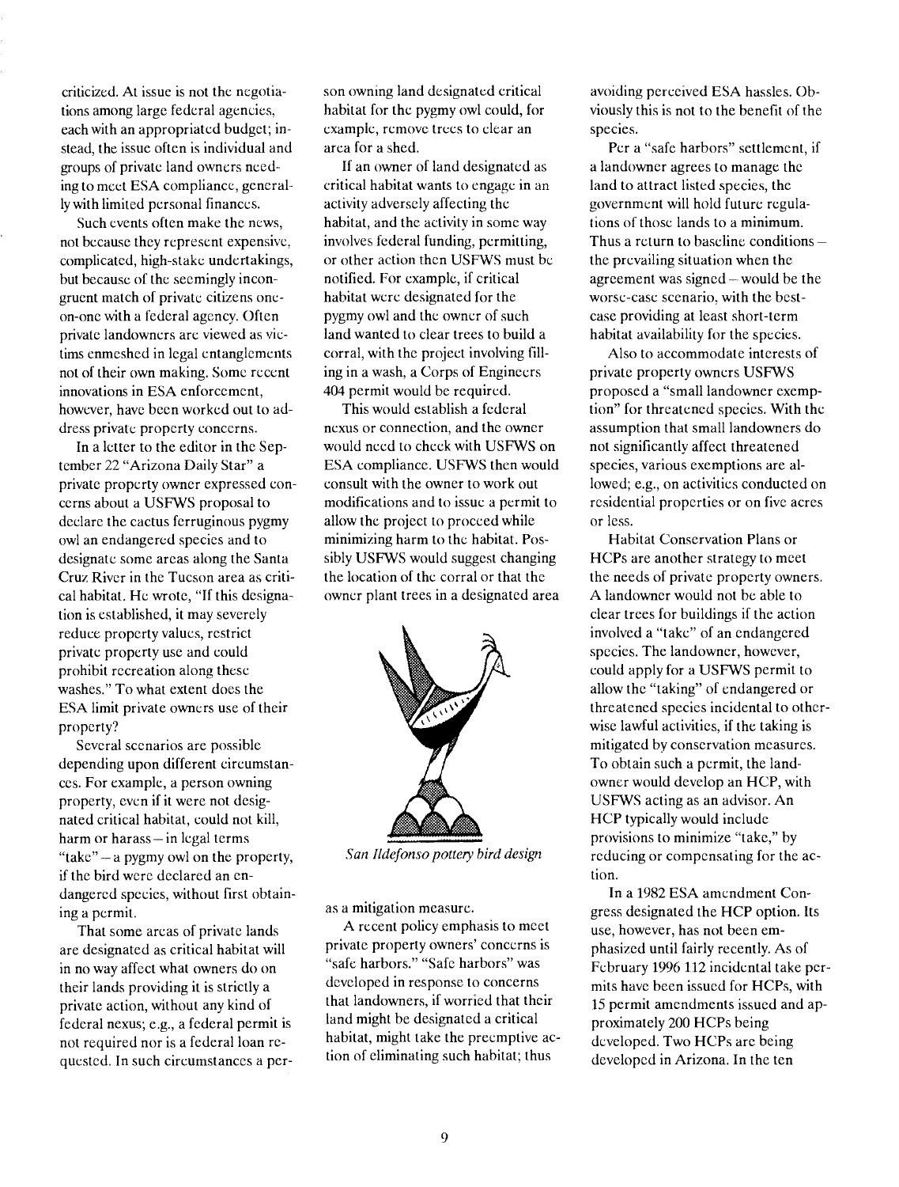criticized. At issue is not the negotiations among large federal agencies, each with an appropriated budget; instead, the issue often is individual and groups of private land owners needing to meet ESA compliance, generally with limited personal finances.

Such events often make the news, not because they represent expensive, complicated, high-stake undertakings, but because of the seemingly incongruent match of private citizens one-on-one with a federal agency. Often private landowners are viewed as victims enmeshed in legal entanglements not of their own making. Some recent innovations in ESA enforcement, however, have been worked out to address private property concerns.

In a letter to the editor in the September 22 "Arizona Daily Star" a private property owner expressed concerns about a USFWS proposal to declare the cactus ferruginous pygmy owl an endangered species and to designate some areas along the Santa Cruz River in the Tucson area as critical habitat. He wrote, "If this designation is established, it may severely reduce property values, restrict private property use and could prohibit recreation along these washes." To what extent does the ESA limit private owners use of their property?

Several scenarios are possible depending upon different circumstances. For example, a person owning property, even if it were not designated critical habitat, could not kill, harm or harass – in legal terms "take" – a pygmy owl on the property, if the bird were declared an endangered species, without first obtaining a permit.

That some areas of private lands are designated as critical habitat will in no way affect what owners do on their lands providing it is strictly a private action, without any kind of federal nexus; e.g., a federal permit is not required nor is a federal loan requested. In such circumstances a person owning land designated critical habitat for the pygmy owl could, for example, remove trees to clear an area for a shed.

If an owner of land designated as critical habitat wants to engage in an activity adversely affecting the habitat, and the activity in some way involves federal funding, permitting, or other action then USFWS must be notified. For example, if critical habitat were designated for the pygmy owl and the owner of such land wanted to clear trees to build a corral, with the project involving filling in a wash, a Corps of Engineers 404 permit would be required.

This would establish a federal nexus or connection, and the owner would need to check with USFWS on ESA compliance. USFWS then would consult with the owner to work out modifications and to issue a permit to allow the project to proceed while minimizing harm to the habitat. Possibly USFWS would suggest changing the location of the corral or that the owner plant trees in a designated area as a mitigation measure.

*San Ildefonso pottery bird design*

A recent policy emphasis to meet private property owners' concerns is "safe harbors." "Safe harbors" was developed in response to concerns that landowners, if worried that their land might be designated a critical habitat, might take the preemptive action of eliminating such habitat; thus avoiding perceived ESA hassles. Obviously this is not to the benefit of the species.

Per a "safe harbors" settlement, if a landowner agrees to manage the land to attract listed species, the government will hold future regulations of those lands to a minimum. Thus a return to baseline conditions – the prevailing situation when the agreement was signed – would be the worse-case scenario, with the best-case providing at least short-term habitat availability for the species.

Also to accommodate interests of private property owners USFWS proposed a "small landowner exemption" for threatened species. With the assumption that small landowners do not significantly affect threatened species, various exemptions are allowed; e.g., on activities conducted on residential properties or on five acres or less.

Habitat Conservation Plans or HCPs are another strategy to meet the needs of private property owners. A landowner would not be able to clear trees for buildings if the action involved a "take" of an endangered species. The landowner, however, could apply for a USFWS permit to allow the "taking" of endangered or threatened species incidental to otherwise lawful activities, if the taking is mitigated by conservation measures. To obtain such a permit, the landowner would develop an HCP, with USFWS acting as an advisor. An HCP typically would include provisions to minimize "take," by reducing or compensating for the action.

In a 1982 ESA amendment Congress designated the HCP option. Its use, however, has not been emphasized until fairly recently. As of February 1996 112 incidental take permits have been issued for HCPs, with 15 permit amendments issued and approximately 200 HCPs being developed. Two HCPs are being developed in Arizona. In the ten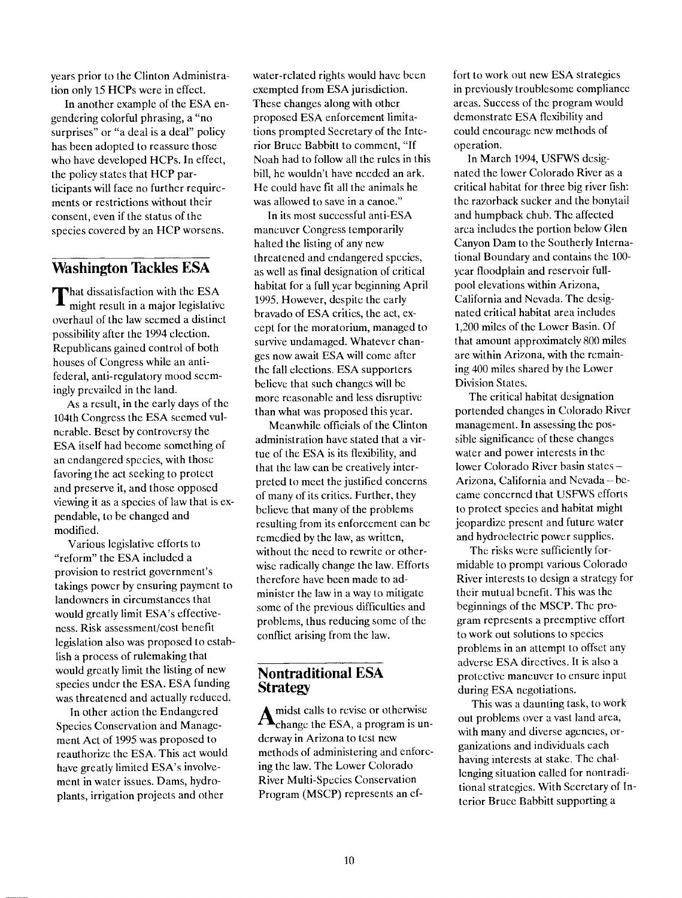years prior to the Clinton Administration only 15 HCPs were in effect.

In another example of the ESA engendering colorful phrasing, a "no surprises" or "a deal is a deal" policy has been adopted to reassure those who have developed HCPs. In effect, the policy states that HCP participants will face no further requirements or restrictions without their consent, even if the status of the species covered by an HCP worsens.

## Washington Tackles ESA

That dissatisfaction with the ESA might result in a major legislative overhaul of the law seemed a distinct possibility after the 1994 election. Republicans gained control of both houses of Congress while an anti-federal, anti-regulatory mood seemingly prevailed in the land.

As a result, in the early days of the 104th Congress the ESA seemed vulnerable. Beset by controversy the ESA itself had become something of an endangered species, with those favoring the act seeking to protect and preserve it, and those opposed viewing it as a species of law that is expendable, to be changed and modified.

Various legislative efforts to "reform" the ESA included a provision to restrict government's takings power by ensuring payment to landowners in circumstances that would greatly limit ESA's effectiveness. Risk assessment/cost benefit legislation also was proposed to establish a process of rulemaking that would greatly limit the listing of new species under the ESA. ESA funding was threatened and actually reduced.

In other action the Endangered Species Conservation and Management Act of 1995 was proposed to reauthorize the ESA. This act would have greatly limited ESA's involvement in water issues. Dams, hydroplants, irrigation projects and other water-related rights would have been exempted from ESA jurisdiction. These changes along with other proposed ESA enforcement limitations prompted Secretary of the Interior Bruce Babbitt to comment, "If Noah had to follow all the rules in this bill, he wouldn't have needed an ark. He could have fit all the animals he was allowed to save in a canoe."

In its most successful anti-ESA maneuver Congress temporarily halted the listing of any new threatened and endangered species, as well as final designation of critical habitat for a full year beginning April 1995. However, despite the early bravado of ESA critics, the act, except for the moratorium, managed to survive undamaged. Whatever changes now await ESA will come after the fall elections. ESA supporters believe that such changes will be more reasonable and less disruptive than what was proposed this year.

Meanwhile officials of the Clinton administration have stated that a virtue of the ESA is its flexibility, and that the law can be creatively interpreted to meet the justified concerns of many of its critics. Further, they believe that many of the problems resulting from its enforcement can be remedied by the law, as written, without the need to rewrite or otherwise radically change the law. Efforts therefore have been made to administer the law in a way to mitigate some of the previous difficulties and problems, thus reducing some of the conflict arising from the law.

## Nontraditional ESA Strategy

Amidst calls to revise or otherwise change the ESA, a program is underway in Arizona to test new methods of administering and enforcing the law. The Lower Colorado River Multi-Species Conservation Program (MSCP) represents an effort to work out new ESA strategies in previously troublesome compliance areas. Success of the program would demonstrate ESA flexibility and could encourage new methods of operation.

In March 1994, USFWS designated the lower Colorado River as a critical habitat for three big river fish: the razorback sucker and the bonytail and humpback chub. The affected area includes the portion below Glen Canyon Dam to the Southerly International Boundary and contains the 100-year floodplain and reservoir full-pool elevations within Arizona, California and Nevada. The designated critical habitat area includes 1,200 miles of the Lower Basin. Of that amount approximately 800 miles are within Arizona, with the remaining 400 miles shared by the Lower Division States.

The critical habitat designation portended changes in Colorado River management. In assessing the possible significance of these changes water and power interests in the lower Colorado River basin states – Arizona, California and Nevada – became concerned that USFWS efforts to protect species and habitat might jeopardize present and future water and hydroelectric power supplies.

The risks were sufficiently formidable to prompt various Colorado River interests to design a strategy for their mutual benefit. This was the beginnings of the MSCP. The program represents a preemptive effort to work out solutions to species problems in an attempt to offset any adverse ESA directives. It is also a protective maneuver to ensure input during ESA negotiations.

This was a daunting task, to work out problems over a vast land area, with many and diverse agencies, organizations and individuals each having interests at stake. The challenging situation called for nontraditional strategies. With Secretary of Interior Bruce Babbitt supporting a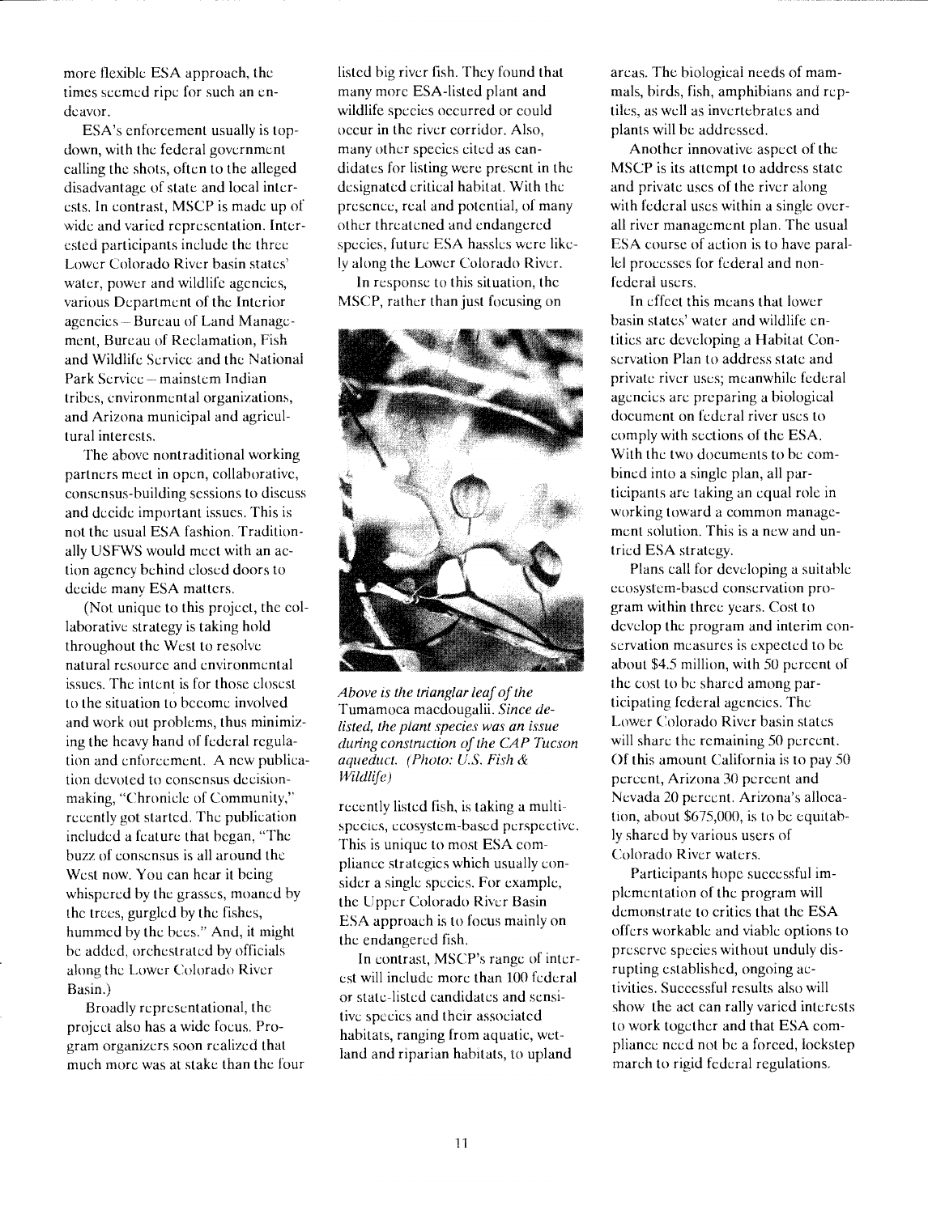more flexible ESA approach, the times seemed ripe for such an endeavor.

ESA's enforcement usually is top-down, with the federal government calling the shots, often to the alleged disadvantage of state and local interests. In contrast, MSCP is made up of wide and varied representation. Interested participants include the three Lower Colorado River basin states' water, power and wildlife agencies, various Department of the Interior agencies – Bureau of Land Management, Bureau of Reclamation, Fish and Wildlife Service and the National Park Service – mainstem Indian tribes, environmental organizations, and Arizona municipal and agricultural interests.

The above nontraditional working partners meet in open, collaborative, consensus-building sessions to discuss and decide important issues. This is not the usual ESA fashion. Traditionally USFWS would meet with an action agency behind closed doors to decide many ESA matters.

(Not unique to this project, the collaborative strategy is taking hold throughout the West to resolve natural resource and environmental issues. The intent is for those closest to the situation to become involved and work out problems, thus minimizing the heavy hand of federal regulation and enforcement. A new publication devoted to consensus decision-making, "Chronicle of Community," recently got started. The publication included a feature that began, "The buzz of consensus is all around the West now. You can hear it being whispered by the grasses, moaned by the trees, gurgled by the fishes, hummed by the bees." And, it might be added, orchestrated by officials along the Lower Colorado River Basin.)

Broadly representational, the project also has a wide focus. Program organizers soon realized that much more was at stake than the four listed big river fish. They found that many more ESA-listed plant and wildlife species occurred or could occur in the river corridor. Also, many other species cited as candidates for listing were present in the designated critical habitat. With the presence, real and potential, of many other threatened and endangered species, future ESA hassles were likely along the Lower Colorado River.

In response to this situation, the MSCP, rather than just focusing on recently listed fish, is taking a multispecies, ecosystem-based perspective. This is unique to most ESA compliance strategies which usually consider a single species. For example, the Upper Colorado River Basin ESA approach is to focus mainly on the endangered fish.

*Above is the trianglar leaf of the* Tumamoca macdougalii. *Since delisted, the plant species was an issue during construction of the CAP Tucson aqueduct. (Photo: U.S. Fish & Wildlife)*

In contrast, MSCP's range of interest will include more than 100 federal or state-listed candidates and sensitive species and their associated habitats, ranging from aquatic, wetland and riparian habitats, to upland areas. The biological needs of mammals, birds, fish, amphibians and reptiles, as well as invertebrates and plants will be addressed.

Another innovative aspect of the MSCP is its attempt to address state and private uses of the river along with federal uses within a single overall river management plan. The usual ESA course of action is to have parallel processes for federal and non-federal users.

In effect this means that lower basin states' water and wildlife entities are developing a Habitat Conservation Plan to address state and private river uses; meanwhile federal agencies are preparing a biological document on federal river uses to comply with sections of the ESA. With the two documents to be combined into a single plan, all participants are taking an equal role in working toward a common management solution. This is a new and untried ESA strategy.

Plans call for developing a suitable ecosystem-based conservation program within three years. Cost to develop the program and interim conservation measures is expected to be about $4.5 million, with 50 percent of the cost to be shared among participating federal agencies. The Lower Colorado River basin states will share the remaining 50 percent. Of this amount California is to pay 50 percent, Arizona 30 percent and Nevada 20 percent. Arizona's allocation, about $675,000, is to be equitably shared by various users of Colorado River waters.

Participants hope successful implementation of the program will demonstrate to critics that the ESA offers workable and viable options to preserve species without unduly disrupting established, ongoing activities. Successful results also will show the act can rally varied interests to work together and that ESA compliance need not be a forced, lockstep march to rigid federal regulations.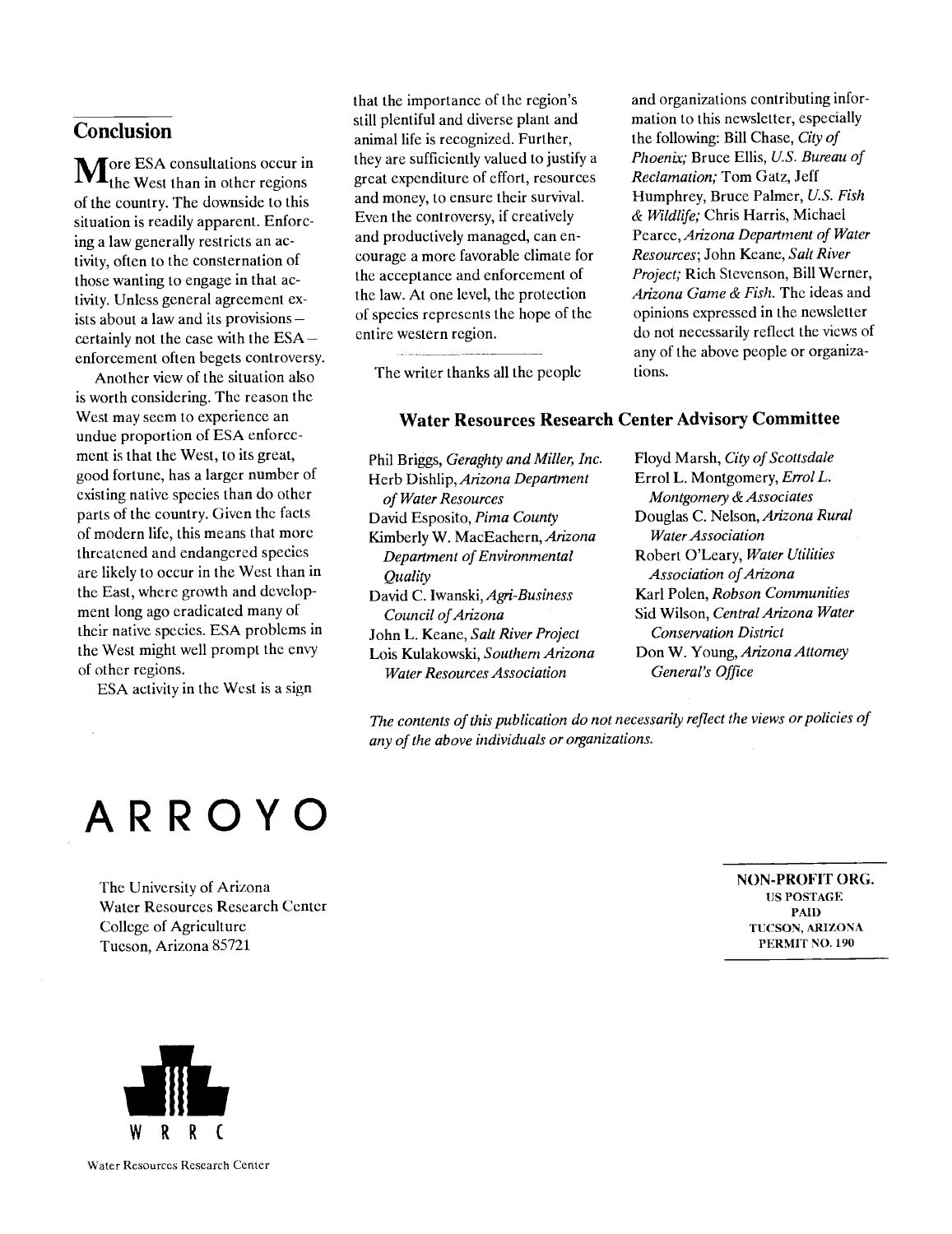## Conclusion

More ESA consultations occur in the West than in other regions of the country. The downside to this situation is readily apparent. Enforcing a law generally restricts an activity, often to the consternation of those wanting to engage in that activity. Unless general agreement exists about a law and its provisions – certainly not the case with the ESA – enforcement often begets controversy.

Another view of the situation also is worth considering. The reason the West may seem to experience an undue proportion of ESA enforcement is that the West, to its great, good fortune, has a larger number of existing native species than do other parts of the country. Given the facts of modern life, this means that more threatened and endangered species are likely to occur in the West than in the East, where growth and development long ago eradicated many of their native species. ESA problems in the West might well prompt the envy of other regions.

ESA activity in the West is a sign that the importance of the region's still plentiful and diverse plant and animal life is recognized. Further, they are sufficiently valued to justify a great expenditure of effort, resources and money, to ensure their survival. Even the controversy, if creatively and productively managed, can encourage a more favorable climate for the acceptance and enforcement of the law. At one level, the protection of species represents the hope of the entire western region.

---

The writer thanks all the people and organizations contributing information to this newsletter, especially the following: Bill Chase, *City of Phoenix;* Bruce Ellis, *U.S. Bureau of Reclamation;* Tom Gatz, Jeff Humphrey, Bruce Palmer, *U.S. Fish & Wildlife;* Chris Harris, Michael Pearce, *Arizona Department of Water Resources*; John Keane, *Salt River Project;* Rich Stevenson, Bill Werner, *Arizona Game & Fish.* The ideas and opinions expressed in the newsletter do not necessarily reflect the views of any of the above people or organizations.

### Water Resources Research Center Advisory Committee

Phil Briggs, *Geraghty and Miller, Inc.*
Herb Dishlip, *Arizona Department of Water Resources*
David Esposito, *Pima County*
Kimberly W. MacEachern, *Arizona Department of Environmental Quality*
David C. Iwanski, *Agri-Business Council of Arizona*
John L. Keane, *Salt River Project*
Lois Kulakowski, *Southern Arizona Water Resources Association*
Floyd Marsh, *City of Scottsdale*
Errol L. Montgomery, *Errol L. Montgomery & Associates*
Douglas C. Nelson, *Arizona Rural Water Association*
Robert O'Leary, *Water Utilities Association of Arizona*
Karl Polen, *Robson Communities*
Sid Wilson, *Central Arizona Water Conservation District*
Don W. Young, *Arizona Attorney General's Office*

*The contents of this publication do not necessarily reflect the views or policies of any of the above individuals or organizations.*

# ARROYO

The University of Arizona
Water Resources Research Center
College of Agriculture
Tucson, Arizona 85721

**NON-PROFIT ORG.**
US POSTAGE
PAID
TUCSON, ARIZONA
PERMIT NO. 190

W R R C

Water Resources Research Center